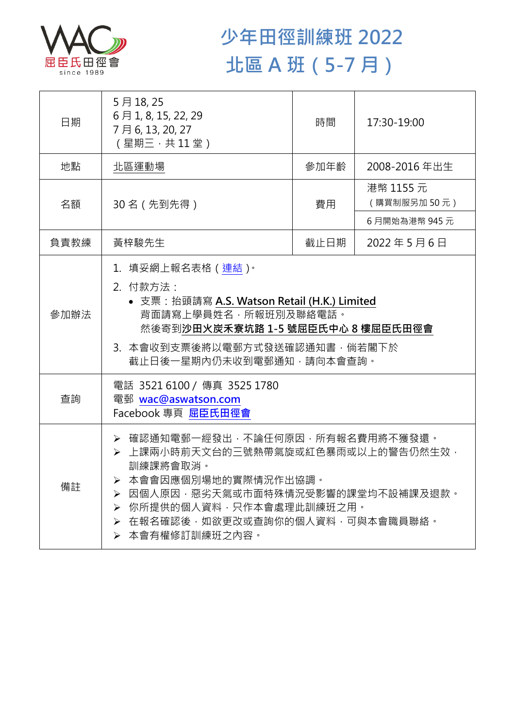屈臣氏田徑會 since 1989

# 少年田徑訓練班 2022
# 北區 A 班（5-7 月）

| 日期 | 5 月 18, 25<br>6 月 1, 8, 15, 22, 29<br>7 月 6, 13, 20, 27<br>（星期三，共 11 堂） | 時間 | 17:30-19:00 |
|---|---|---|---|
| 地點 | 北區運動場 | 參加年齡 | 2008-2016 年出生 |
| 名額 | 30 名（先到先得） | 費用 | 港幣 1155 元<br>（購買制服另加 50 元）<br>6 月開始為港幣 945 元 |
| 負責教練 | 黃梓駿先生 | 截止日期 | 2022 年 5 月 6 日 |
| 參加辦法 | 1. 填妥網上報名表格（連結）。<br>2. 付款方法：<br>• 支票：抬頭請寫 **A.S. Watson Retail (H.K.) Limited**<br>背面請寫上學員姓名，所報班別及聯絡電話。<br>然後寄到**沙田火炭禾寮坑路 1-5 號屈臣氏中心 8 樓屈臣氏田徑會**<br>3. 本會收到支票後將以電郵方式發送確認通知書，倘若閣下於截止日後一星期內仍未收到電郵通知，請向本會查詢。 | | |
| 查詢 | 電話 3521 6100 / 傳真 3525 1780<br>電郵 wac@aswatson.com<br>Facebook 專頁 屈臣氏田徑會 | | |
| 備註 | ➢ 確認通知電郵一經發出，不論任何原因，所有報名費用將不獲發還。<br>➢ 上課兩小時前天文台的三號熱帶氣旋或紅色暴雨或以上的警告仍然生效，訓練課將會取消。<br>➢ 本會會因應個別場地的實際情況作出協調。<br>➢ 因個人原因，惡劣天氣或市面特殊情況受影響的課堂均不設補課及退款。<br>➢ 你所提供的個人資料，只作本會處理此訓練班之用。<br>➢ 在報名確認後，如欲更改或查詢你的個人資料，可與本會職員聯絡。<br>➢ 本會有權修訂訓練班之內容。 | | |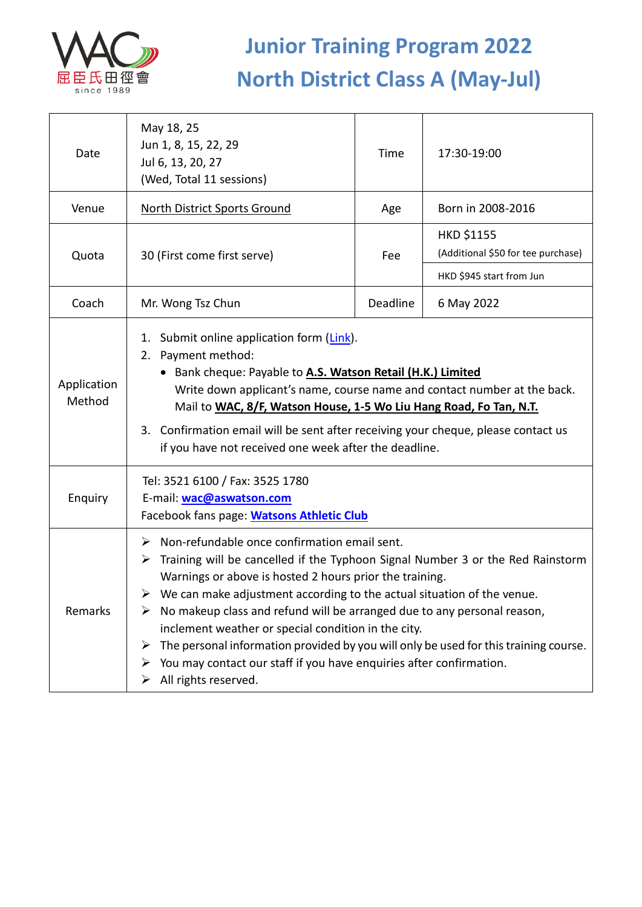# Junior Training Program 2022
# North District Class A (May-Jul)

| | | | |
|---|---|---|---|
| Date | May 18, 25<br>Jun 1, 8, 15, 22, 29<br>Jul 6, 13, 20, 27<br>(Wed, Total 11 sessions) | Time | 17:30-19:00 |
| Venue | North District Sports Ground | Age | Born in 2008-2016 |
| Quota | 30 (First come first serve) | Fee | HKD $1155<br>(Additional $50 for tee purchase)<br>HKD $945 start from Jun |
| Coach | Mr. Wong Tsz Chun | Deadline | 6 May 2022 |
| Application Method | 1. Submit online application form (Link).<br>2. Payment method:<br>• Bank cheque: Payable to **A.S. Watson Retail (H.K.) Limited**<br>Write down applicant's name, course name and contact number at the back.<br>Mail to **WAC, 8/F, Watson House, 1-5 Wo Liu Hang Road, Fo Tan, N.T.**<br>3. Confirmation email will be sent after receiving your cheque, please contact us if you have not received one week after the deadline. | | |
| Enquiry | Tel: 3521 6100 / Fax: 3525 1780<br>E-mail: **wac@aswatson.com**<br>Facebook fans page: **Watsons Athletic Club** | | |
| Remarks | ➢ Non-refundable once confirmation email sent.<br>➢ Training will be cancelled if the Typhoon Signal Number 3 or the Red Rainstorm Warnings or above is hosted 2 hours prior the training.<br>➢ We can make adjustment according to the actual situation of the venue.<br>➢ No makeup class and refund will be arranged due to any personal reason, inclement weather or special condition in the city.<br>➢ The personal information provided by you will only be used for this training course.<br>➢ You may contact our staff if you have enquiries after confirmation.<br>➢ All rights reserved. | | |